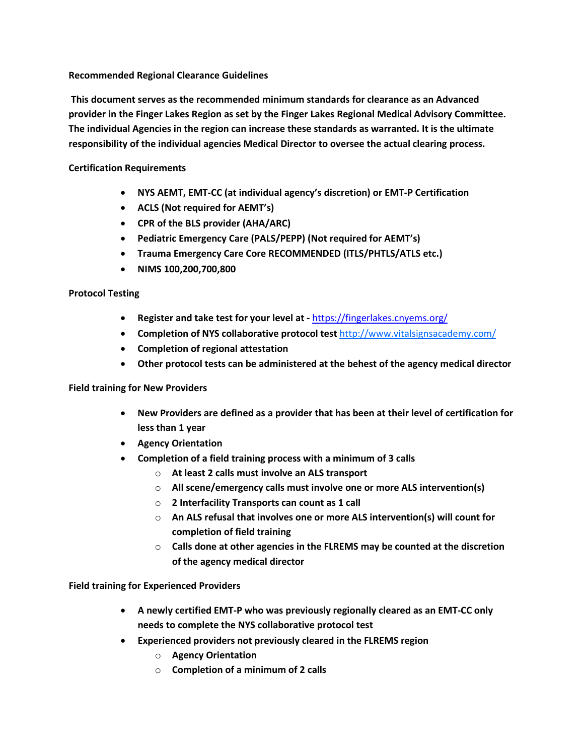**Recommended Regional Clearance Guidelines**

**This document serves as the recommended minimum standards for clearance as an Advanced provider in the Finger Lakes Region as set by the Finger Lakes Regional Medical Advisory Committee. The individual Agencies in the region can increase these standards as warranted. It is the ultimate responsibility of the individual agencies Medical Director to oversee the actual clearing process.**

**Certification Requirements**

- **NYS AEMT, EMT-CC (at individual agency's discretion) or EMT-P Certification**
- **ACLS (Not required for AEMT's)**
- **CPR of the BLS provider (AHA/ARC)**
- **Pediatric Emergency Care (PALS/PEPP) (Not required for AEMT's)**
- **Trauma Emergency Care Core RECOMMENDED (ITLS/PHTLS/ATLS etc.)**
- **NIMS 100,200,700,800**

**Protocol Testing**

- **Register and take test for your level at -** [https://fingerlakes.cnyems.org/](https://fingerlakes.cnyems.org/)
- **Completion of NYS collaborative protocol test** [http://www.vitalsignsacademy.com/](http://www.vitalsignsacademy.com/)
- **Completion of regional attestation**
- **Other protocol tests can be administered at the behest of the agency medical director**

**Field training for New Providers**

- **New Providers are defined as a provider that has been at their level of certification for less than 1 year**
- **Agency Orientation**
- **Completion of a field training process with a minimum of 3 calls**
  - **At least 2 calls must involve an ALS transport**
  - **All scene/emergency calls must involve one or more ALS intervention(s)**
  - **2 Interfacility Transports can count as 1 call**
  - **An ALS refusal that involves one or more ALS intervention(s) will count for completion of field training**
  - **Calls done at other agencies in the FLREMS may be counted at the discretion of the agency medical director**

**Field training for Experienced Providers**

- **A newly certified EMT-P who was previously regionally cleared as an EMT-CC only needs to complete the NYS collaborative protocol test**
- **Experienced providers not previously cleared in the FLREMS region**
  - **Agency Orientation**
  - **Completion of a minimum of 2 calls**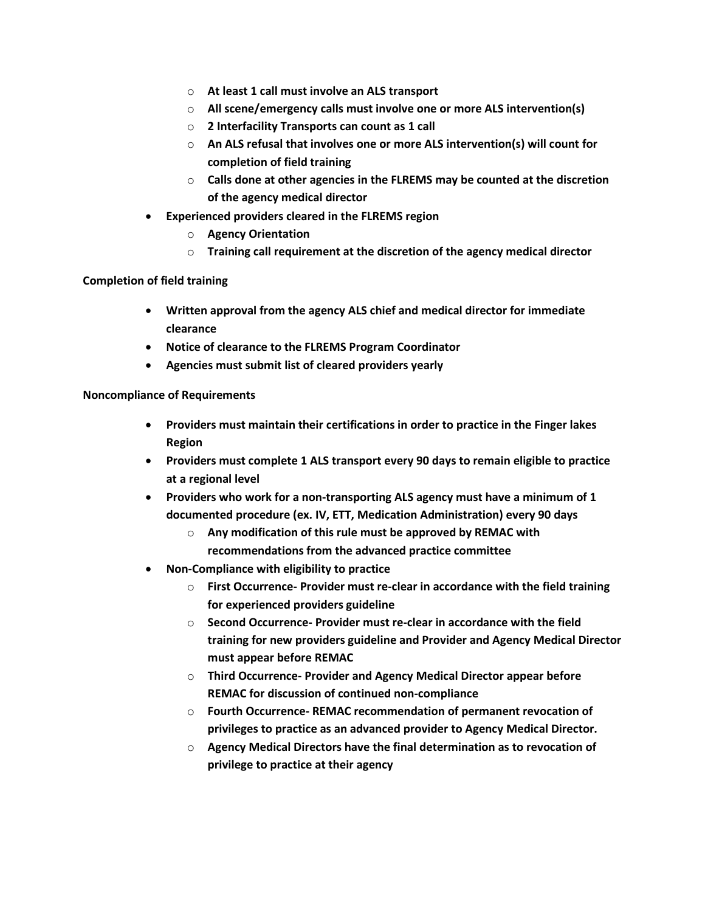- **At least 1 call must involve an ALS transport**
  - **All scene/emergency calls must involve one or more ALS intervention(s)**
  - **2 Interfacility Transports can count as 1 call**
  - **An ALS refusal that involves one or more ALS intervention(s) will count for completion of field training**
  - **Calls done at other agencies in the FLREMS may be counted at the discretion of the agency medical director**
- **Experienced providers cleared in the FLREMS region**
  - **Agency Orientation**
  - **Training call requirement at the discretion of the agency medical director**

**Completion of field training**

- **Written approval from the agency ALS chief and medical director for immediate clearance**
- **Notice of clearance to the FLREMS Program Coordinator**
- **Agencies must submit list of cleared providers yearly**

**Noncompliance of Requirements**

- **Providers must maintain their certifications in order to practice in the Finger lakes Region**
- **Providers must complete 1 ALS transport every 90 days to remain eligible to practice at a regional level**
- **Providers who work for a non-transporting ALS agency must have a minimum of 1 documented procedure (ex. IV, ETT, Medication Administration) every 90 days**
  - **Any modification of this rule must be approved by REMAC with recommendations from the advanced practice committee**
- **Non-Compliance with eligibility to practice**
  - **First Occurrence- Provider must re-clear in accordance with the field training for experienced providers guideline**
  - **Second Occurrence- Provider must re-clear in accordance with the field training for new providers guideline and Provider and Agency Medical Director must appear before REMAC**
  - **Third Occurrence- Provider and Agency Medical Director appear before REMAC for discussion of continued non-compliance**
  - **Fourth Occurrence- REMAC recommendation of permanent revocation of privileges to practice as an advanced provider to Agency Medical Director.**
  - **Agency Medical Directors have the final determination as to revocation of privilege to practice at their agency**